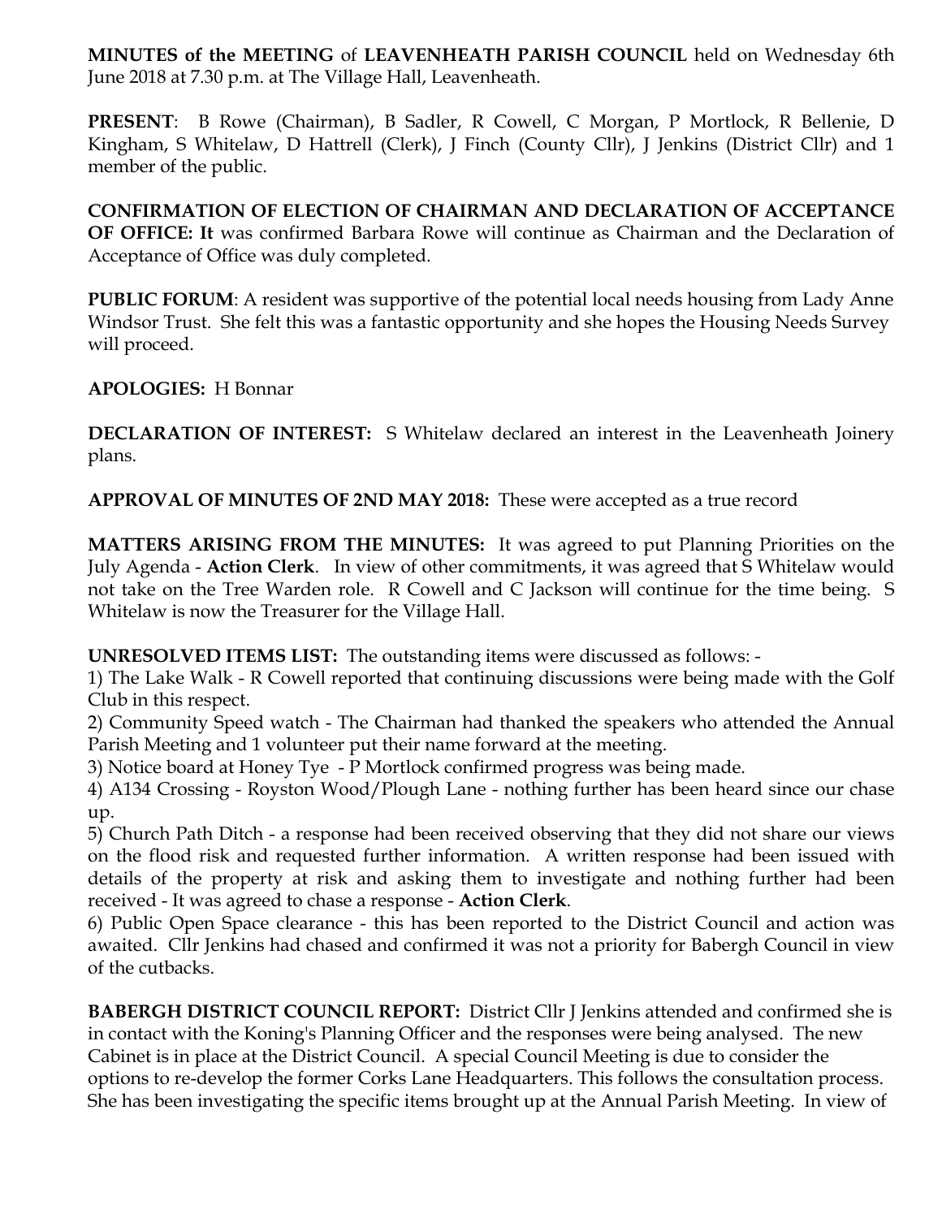**MINUTES of the MEETING** of **LEAVENHEATH PARISH COUNCIL** held on Wednesday 6th June 2018 at 7.30 p.m. at The Village Hall, Leavenheath.

**PRESENT**: B Rowe (Chairman), B Sadler, R Cowell, C Morgan, P Mortlock, R Bellenie, D Kingham, S Whitelaw, D Hattrell (Clerk), J Finch (County Cllr), J Jenkins (District Cllr) and 1 member of the public.

**CONFIRMATION OF ELECTION OF CHAIRMAN AND DECLARATION OF ACCEPTANCE OF OFFICE: It** was confirmed Barbara Rowe will continue as Chairman and the Declaration of Acceptance of Office was duly completed.

**PUBLIC FORUM**: A resident was supportive of the potential local needs housing from Lady Anne Windsor Trust. She felt this was a fantastic opportunity and she hopes the Housing Needs Survey will proceed.

**APOLOGIES:** H Bonnar

**DECLARATION OF INTEREST:** S Whitelaw declared an interest in the Leavenheath Joinery plans.

**APPROVAL OF MINUTES OF 2ND MAY 2018:** These were accepted as a true record

**MATTERS ARISING FROM THE MINUTES:** It was agreed to put Planning Priorities on the July Agenda - **Action Clerk**. In view of other commitments, it was agreed that S Whitelaw would not take on the Tree Warden role. R Cowell and C Jackson will continue for the time being. S Whitelaw is now the Treasurer for the Village Hall.

**UNRESOLVED ITEMS LIST:** The outstanding items were discussed as follows: -

1) The Lake Walk - R Cowell reported that continuing discussions were being made with the Golf Club in this respect.
2) Community Speed watch - The Chairman had thanked the speakers who attended the Annual Parish Meeting and 1 volunteer put their name forward at the meeting.
3) Notice board at Honey Tye - P Mortlock confirmed progress was being made.
4) A134 Crossing - Royston Wood/Plough Lane - nothing further has been heard since our chase up.
5) Church Path Ditch - a response had been received observing that they did not share our views on the flood risk and requested further information. A written response had been issued with details of the property at risk and asking them to investigate and nothing further had been received - It was agreed to chase a response - **Action Clerk**.
6) Public Open Space clearance - this has been reported to the District Council and action was awaited. Cllr Jenkins had chased and confirmed it was not a priority for Babergh Council in view of the cutbacks.

**BABERGH DISTRICT COUNCIL REPORT:** District Cllr J Jenkins attended and confirmed she is in contact with the Koning's Planning Officer and the responses were being analysed. The new Cabinet is in place at the District Council. A special Council Meeting is due to consider the options to re-develop the former Corks Lane Headquarters. This follows the consultation process. She has been investigating the specific items brought up at the Annual Parish Meeting. In view of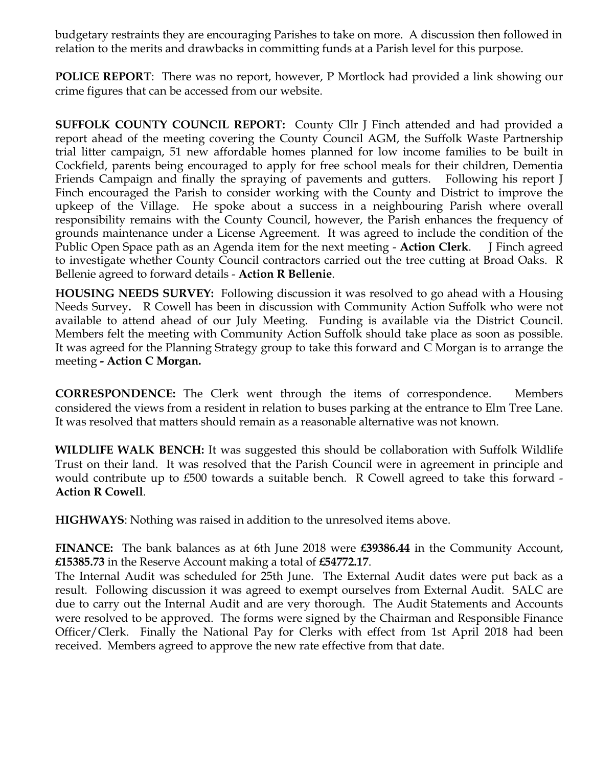budgetary restraints they are encouraging Parishes to take on more. A discussion then followed in relation to the merits and drawbacks in committing funds at a Parish level for this purpose.

**POLICE REPORT**: There was no report, however, P Mortlock had provided a link showing our crime figures that can be accessed from our website.

**SUFFOLK COUNTY COUNCIL REPORT:** County Cllr J Finch attended and had provided a report ahead of the meeting covering the County Council AGM, the Suffolk Waste Partnership trial litter campaign, 51 new affordable homes planned for low income families to be built in Cockfield, parents being encouraged to apply for free school meals for their children, Dementia Friends Campaign and finally the spraying of pavements and gutters. Following his report J Finch encouraged the Parish to consider working with the County and District to improve the upkeep of the Village. He spoke about a success in a neighbouring Parish where overall responsibility remains with the County Council, however, the Parish enhances the frequency of grounds maintenance under a License Agreement. It was agreed to include the condition of the Public Open Space path as an Agenda item for the next meeting - **Action Clerk**. J Finch agreed to investigate whether County Council contractors carried out the tree cutting at Broad Oaks. R Bellenie agreed to forward details - **Action R Bellenie**.

**HOUSING NEEDS SURVEY:** Following discussion it was resolved to go ahead with a Housing Needs Survey**.** R Cowell has been in discussion with Community Action Suffolk who were not available to attend ahead of our July Meeting. Funding is available via the District Council. Members felt the meeting with Community Action Suffolk should take place as soon as possible. It was agreed for the Planning Strategy group to take this forward and C Morgan is to arrange the meeting **- Action C Morgan.**

**CORRESPONDENCE:** The Clerk went through the items of correspondence. Members considered the views from a resident in relation to buses parking at the entrance to Elm Tree Lane. It was resolved that matters should remain as a reasonable alternative was not known.

**WILDLIFE WALK BENCH:** It was suggested this should be collaboration with Suffolk Wildlife Trust on their land. It was resolved that the Parish Council were in agreement in principle and would contribute up to £500 towards a suitable bench. R Cowell agreed to take this forward - **Action R Cowell**.

**HIGHWAYS**: Nothing was raised in addition to the unresolved items above.

**FINANCE:** The bank balances as at 6th June 2018 were **£39386.44** in the Community Account, **£15385.73** in the Reserve Account making a total of **£54772.17**.
The Internal Audit was scheduled for 25th June. The External Audit dates were put back as a result. Following discussion it was agreed to exempt ourselves from External Audit. SALC are due to carry out the Internal Audit and are very thorough. The Audit Statements and Accounts were resolved to be approved. The forms were signed by the Chairman and Responsible Finance Officer/Clerk. Finally the National Pay for Clerks with effect from 1st April 2018 had been received. Members agreed to approve the new rate effective from that date.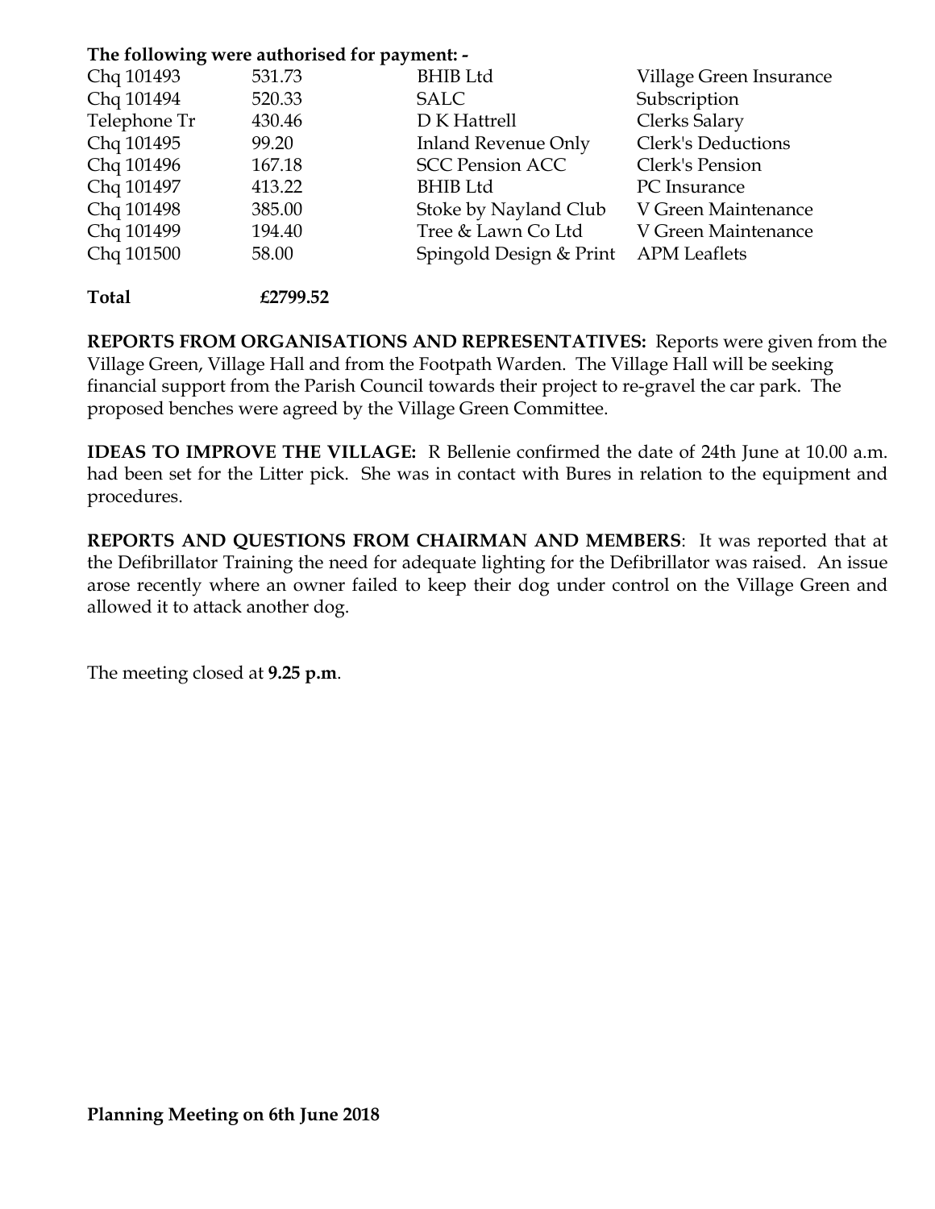**The following were authorised for payment: -**

| | | | |
|---|---|---|---|
| Chq 101493 | 531.73 | BHIB Ltd | Village Green Insurance |
| Chq 101494 | 520.33 | SALC | Subscription |
| Telephone Tr | 430.46 | D K Hattrell | Clerks Salary |
| Chq 101495 | 99.20 | Inland Revenue Only | Clerk's Deductions |
| Chq 101496 | 167.18 | SCC Pension ACC | Clerk's Pension |
| Chq 101497 | 413.22 | BHIB Ltd | PC Insurance |
| Chq 101498 | 385.00 | Stoke by Nayland Club | V Green Maintenance |
| Chq 101499 | 194.40 | Tree & Lawn Co Ltd | V Green Maintenance |
| Chq 101500 | 58.00 | Spingold Design & Print | APM Leaflets |

**Total £2799.52**

**REPORTS FROM ORGANISATIONS AND REPRESENTATIVES:** Reports were given from the Village Green, Village Hall and from the Footpath Warden. The Village Hall will be seeking financial support from the Parish Council towards their project to re-gravel the car park. The proposed benches were agreed by the Village Green Committee.

**IDEAS TO IMPROVE THE VILLAGE:** R Bellenie confirmed the date of 24th June at 10.00 a.m. had been set for the Litter pick. She was in contact with Bures in relation to the equipment and procedures.

**REPORTS AND QUESTIONS FROM CHAIRMAN AND MEMBERS**: It was reported that at the Defibrillator Training the need for adequate lighting for the Defibrillator was raised. An issue arose recently where an owner failed to keep their dog under control on the Village Green and allowed it to attack another dog.

The meeting closed at **9.25 p.m**.

**Planning Meeting on 6th June 2018**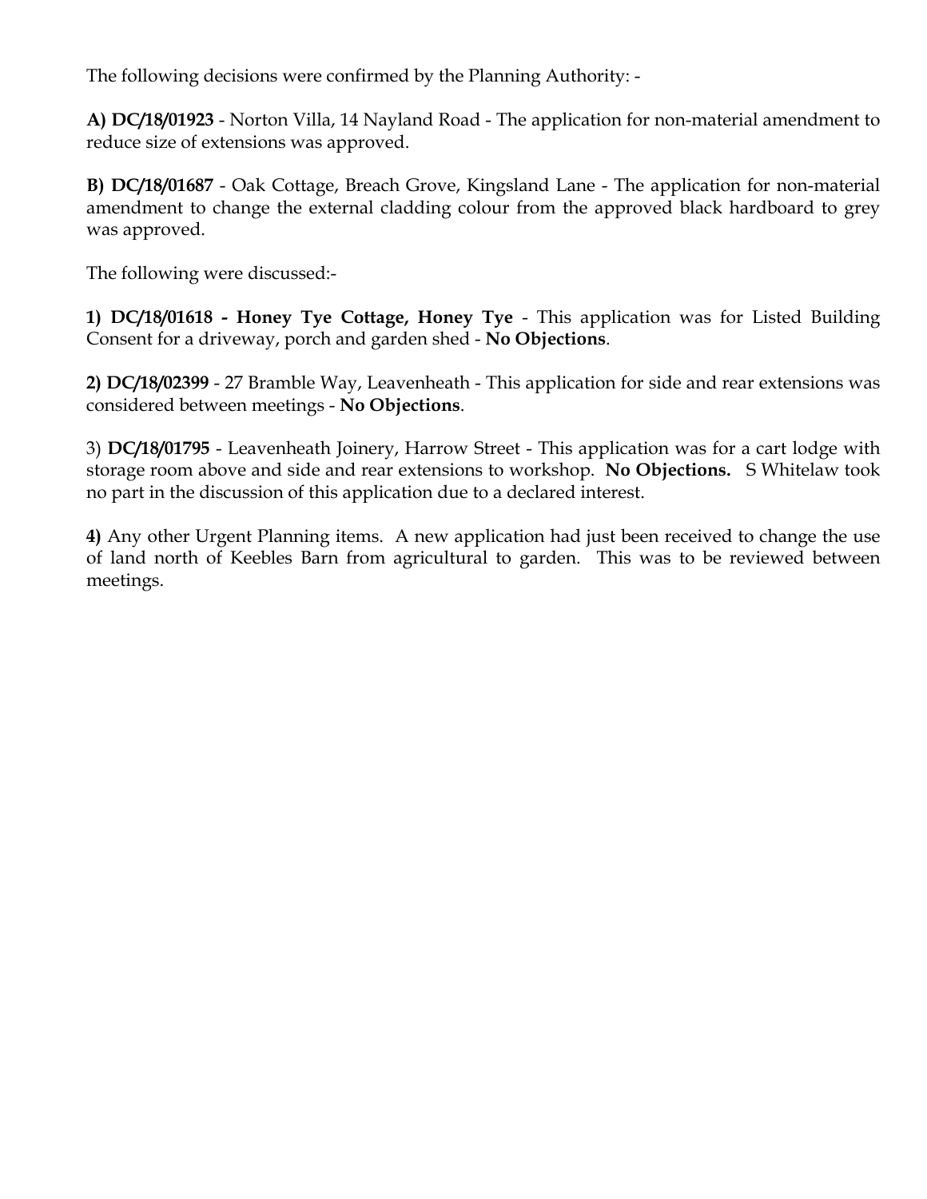The following decisions were confirmed by the Planning Authority: -

**A) DC/18/01923** - Norton Villa, 14 Nayland Road - The application for non-material amendment to reduce size of extensions was approved.

**B) DC/18/01687** - Oak Cottage, Breach Grove, Kingsland Lane - The application for non-material amendment to change the external cladding colour from the approved black hardboard to grey was approved.

The following were discussed:-

**1) DC/18/01618 - Honey Tye Cottage, Honey Tye** - This application was for Listed Building Consent for a driveway, porch and garden shed - **No Objections**.

**2) DC/18/02399** - 27 Bramble Way, Leavenheath - This application for side and rear extensions was considered between meetings - **No Objections**.

3) **DC/18/01795** - Leavenheath Joinery, Harrow Street - This application was for a cart lodge with storage room above and side and rear extensions to workshop. **No Objections.** S Whitelaw took no part in the discussion of this application due to a declared interest.

**4)** Any other Urgent Planning items. A new application had just been received to change the use of land north of Keebles Barn from agricultural to garden. This was to be reviewed between meetings.